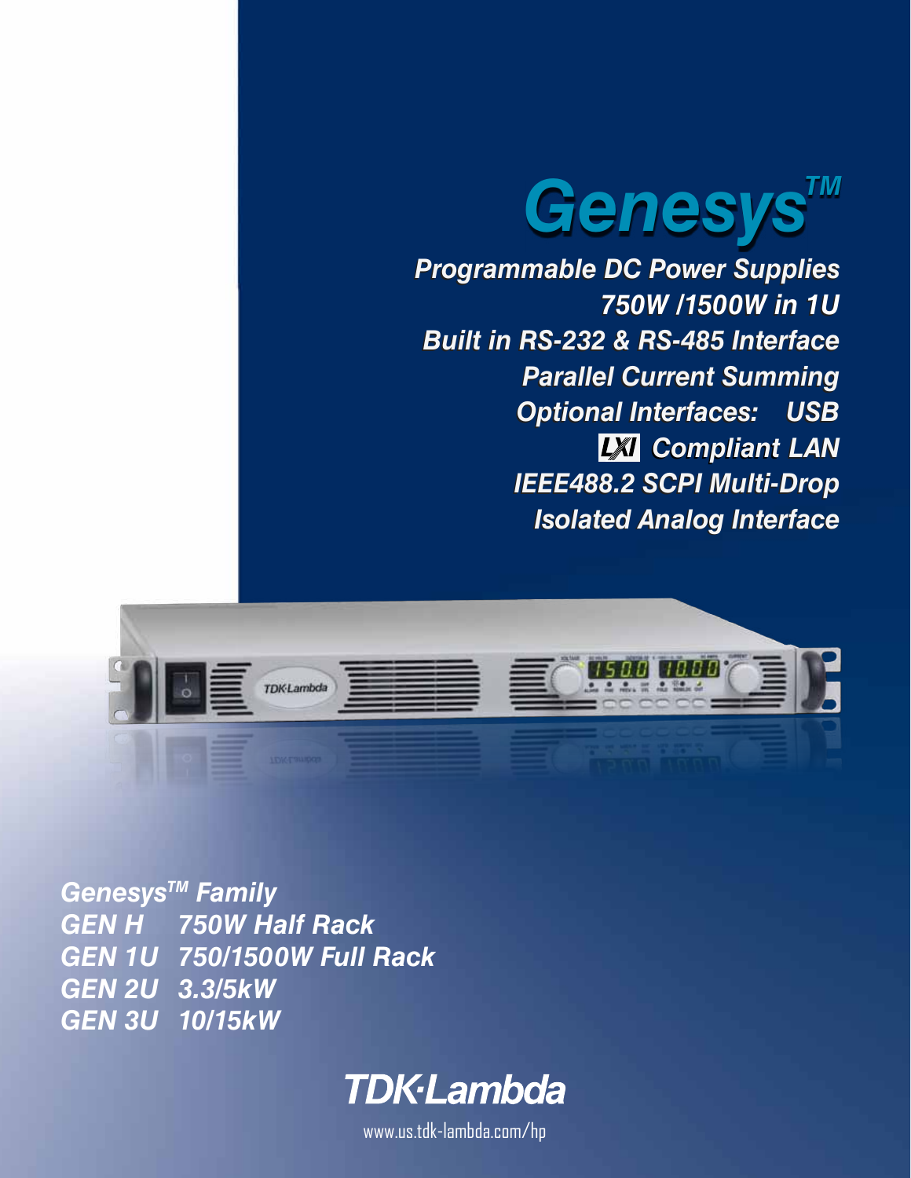# Genesys™

**Programmable DC Power Supplies**
**750W /1500W in 1U**
**Built in RS-232 & RS-485 Interface**
**Parallel Current Summing**
**Optional Interfaces: USB**
**LXI Compliant LAN**
**IEEE488.2 SCPI Multi-Drop**
**Isolated Analog Interface**

**Genesys™ Family**
**GEN H 750W Half Rack**
**GEN 1U 750/1500W Full Rack**
**GEN 2U 3.3/5kW**
**GEN 3U 10/15kW**

**TDK·Lambda**

www.us.tdk-lambda.com/hp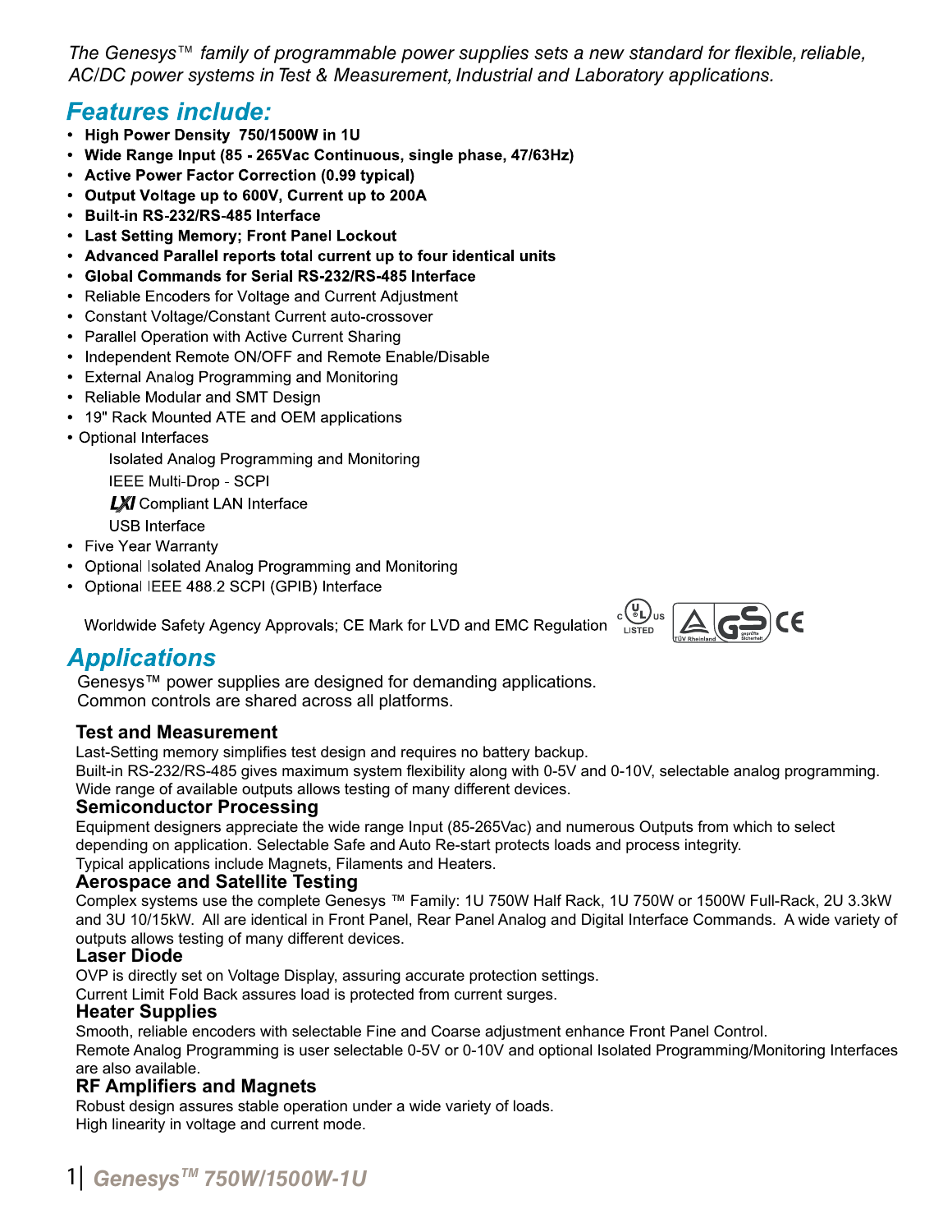*The Genesys™ family of programmable power supplies sets a new standard for flexible, reliable, AC/DC power systems in Test & Measurement, Industrial and Laboratory applications.*

## Features include:

- **High Power Density 750/1500W in 1U**
- **Wide Range Input (85 - 265Vac Continuous, single phase, 47/63Hz)**
- **Active Power Factor Correction (0.99 typical)**
- **Output Voltage up to 600V, Current up to 200A**
- **Built-in RS-232/RS-485 Interface**
- **Last Setting Memory; Front Panel Lockout**
- **Advanced Parallel reports total current up to four identical units**
- **Global Commands for Serial RS-232/RS-485 Interface**
- Reliable Encoders for Voltage and Current Adjustment
- Constant Voltage/Constant Current auto-crossover
- Parallel Operation with Active Current Sharing
- Independent Remote ON/OFF and Remote Enable/Disable
- External Analog Programming and Monitoring
- Reliable Modular and SMT Design
- 19" Rack Mounted ATE and OEM applications
- Optional Interfaces
  - Isolated Analog Programming and Monitoring
  - IEEE Multi-Drop - SCPI
  - LXI Compliant LAN Interface
  - USB Interface
- Five Year Warranty
- Optional Isolated Analog Programming and Monitoring
- Optional IEEE 488.2 SCPI (GPIB) Interface

Worldwide Safety Agency Approvals; CE Mark for LVD and EMC Regulation

## Applications

Genesys™ power supplies are designed for demanding applications.
Common controls are shared across all platforms.

### Test and Measurement

Last-Setting memory simplifies test design and requires no battery backup.
Built-in RS-232/RS-485 gives maximum system flexibility along with 0-5V and 0-10V, selectable analog programming.
Wide range of available outputs allows testing of many different devices.

### Semiconductor Processing

Equipment designers appreciate the wide range Input (85-265Vac) and numerous Outputs from which to select depending on application. Selectable Safe and Auto Re-start protects loads and process integrity.
Typical applications include Magnets, Filaments and Heaters.

### Aerospace and Satellite Testing

Complex systems use the complete Genesys ™ Family: 1U 750W Half Rack, 1U 750W or 1500W Full-Rack, 2U 3.3kW and 3U 10/15kW. All are identical in Front Panel, Rear Panel Analog and Digital Interface Commands. A wide variety of outputs allows testing of many different devices.

### Laser Diode

OVP is directly set on Voltage Display, assuring accurate protection settings.
Current Limit Fold Back assures load is protected from current surges.

### Heater Supplies

Smooth, reliable encoders with selectable Fine and Coarse adjustment enhance Front Panel Control.
Remote Analog Programming is user selectable 0-5V or 0-10V and optional Isolated Programming/Monitoring Interfaces are also available.

### RF Amplifiers and Magnets

Robust design assures stable operation under a wide variety of loads.
High linearity in voltage and current mode.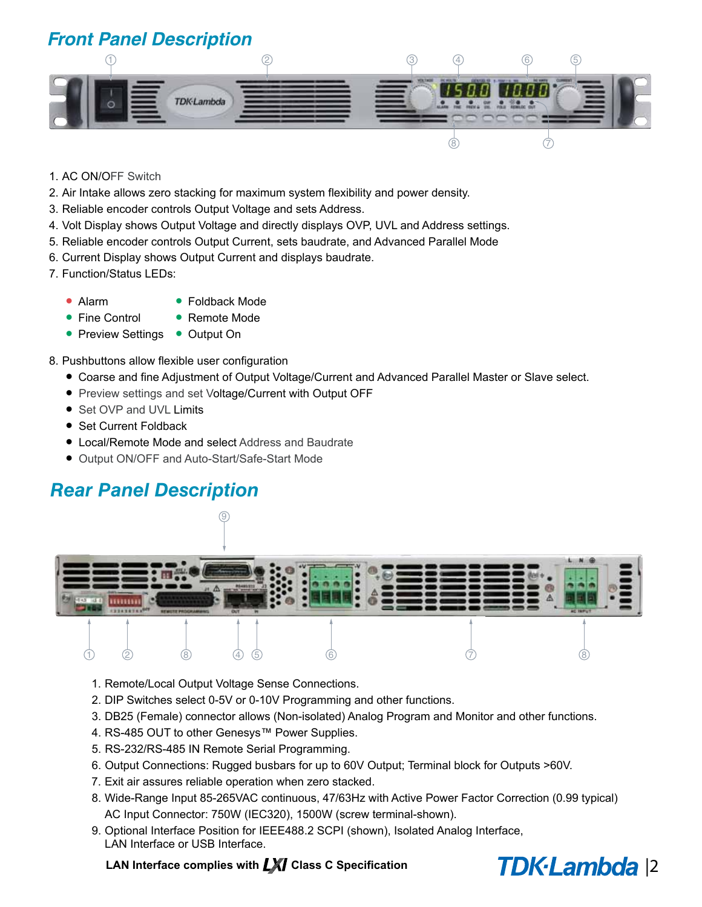## Front Panel Description

1. AC ON/OFF Switch
2. Air Intake allows zero stacking for maximum system flexibility and power density.
3. Reliable encoder controls Output Voltage and sets Address.
4. Volt Display shows Output Voltage and directly displays OVP, UVL and Address settings.
5. Reliable encoder controls Output Current, sets baudrate, and Advanced Parallel Mode
6. Current Display shows Output Current and displays baudrate.
7. Function/Status LEDs:
   - Alarm
   - Fine Control
   - Preview Settings
   - Foldback Mode
   - Remote Mode
   - Output On
8. Pushbuttons allow flexible user configuration
   - Coarse and fine Adjustment of Output Voltage/Current and Advanced Parallel Master or Slave select.
   - Preview settings and set Voltage/Current with Output OFF
   - Set OVP and UVL Limits
   - Set Current Foldback
   - Local/Remote Mode and select Address and Baudrate
   - Output ON/OFF and Auto-Start/Safe-Start Mode

## Rear Panel Description

1. Remote/Local Output Voltage Sense Connections.
2. DIP Switches select 0-5V or 0-10V Programming and other functions.
3. DB25 (Female) connector allows (Non-isolated) Analog Program and Monitor and other functions.
4. RS-485 OUT to other Genesys™ Power Supplies.
5. RS-232/RS-485 IN Remote Serial Programming.
6. Output Connections: Rugged busbars for up to 60V Output; Terminal block for Outputs >60V.
7. Exit air assures reliable operation when zero stacked.
8. Wide-Range Input 85-265VAC continuous, 47/63Hz with Active Power Factor Correction (0.99 typical) AC Input Connector: 750W (IEC320), 1500W (screw terminal-shown).
9. Optional Interface Position for IEEE488.2 SCPI (shown), Isolated Analog Interface, LAN Interface or USB Interface.

**LAN Interface complies with LXI Class C Specification**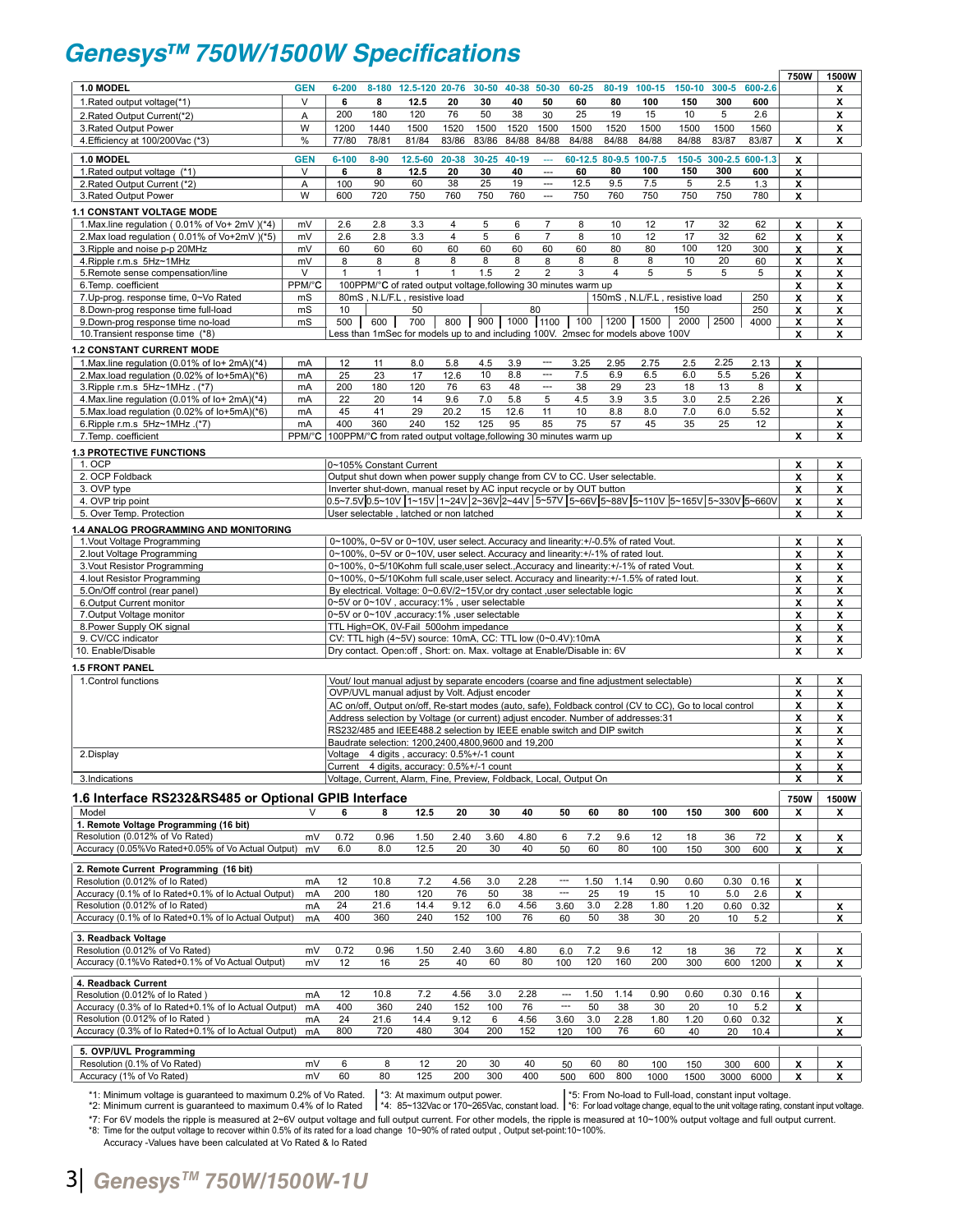# Genesys™ 750W/1500W Specifications

| 1.0 MODEL | GEN | 6-200 | 8-180 | 12.5-120 | 20-76 | 30-50 | 40-38 | 50-30 | 60-25 | 80-19 | 100-15 | 150-10 | 300-5 | 600-2.6 | 750W | 1500W |
|---|---|---|---|---|---|---|---|---|---|---|---|---|---|---|---|---|
| 1.Rated output voltage(*1) | V | 6 | 8 | 12.5 | 20 | 30 | 40 | 50 | 60 | 80 | 100 | 150 | 300 | 600 | | X |
| 2.Rated Output Current(*2) | A | 200 | 180 | 120 | 76 | 50 | 38 | 30 | 25 | 19 | 15 | 10 | 5 | 2.6 | | X |
| 3.Rated Output Power | W | 1200 | 1440 | 1500 | 1520 | 1500 | 1520 | 1500 | 1500 | 1520 | 1500 | 1500 | 1500 | 1560 | | X |
| 4.Efficiency at 100/200Vac (*3) | % | 77/80 | 78/81 | 81/84 | 83/86 | 83/86 | 84/88 | 84/88 | 84/88 | 84/88 | 84/88 | 84/88 | 83/87 | 83/87 | X | X |

| 1.0 MODEL | GEN | 6-100 | 8-90 | 12.5-60 | 20-38 | 30-25 | 40-19 | --- | 60-12.5 | 80-9.5 | 100-7.5 | 150-5 | 300-2.5 | 600-1.3 | 750W | 1500W |
|---|---|---|---|---|---|---|---|---|---|---|---|---|---|---|---|---|
| 1.Rated output voltage (*1) | V | 6 | 8 | 12.5 | 20 | 30 | 40 | --- | 60 | 80 | 100 | 150 | 300 | 600 | X | |
| 2.Rated Output Current (*2) | A | 100 | 90 | 60 | 38 | 25 | 19 | --- | 12.5 | 9.5 | 7.5 | 5 | 2.5 | 1.3 | X | |
| 3.Rated Output Power | W | 600 | 720 | 750 | 760 | 750 | 760 | --- | 750 | 760 | 750 | 750 | 750 | 780 | X | |

## 1.1 CONSTANT VOLTAGE MODE

| Parameter | Unit | 6 | 8 | 12.5 | 20 | 30 | 40 | 50 | 60 | 80 | 100 | 150 | 300 | 600 | 750W | 1500W |
|---|---|---|---|---|---|---|---|---|---|---|---|---|---|---|---|---|
| 1.Max.line regulation ( 0.01% of Vo+ 2mV )(*4) | mV | 2.6 | 2.8 | 3.3 | 4 | 5 | 6 | 7 | 8 | 10 | 12 | 17 | 32 | 62 | X | X |
| 2.Max load regulation ( 0.01% of Vo+2mV )(*5) | mV | 2.6 | 2.8 | 3.3 | 4 | 5 | 6 | 7 | 8 | 10 | 12 | 17 | 32 | 62 | X | X |
| 3.Ripple and noise p-p 20MHz | mV | 60 | 60 | 60 | 60 | 60 | 60 | 60 | 60 | 80 | 80 | 100 | 120 | 300 | X | X |
| 4.Ripple r.m.s 5Hz~1MHz | mV | 8 | 8 | 8 | 8 | 8 | 8 | 8 | 8 | 8 | 8 | 10 | 20 | 60 | X | X |
| 5.Remote sense compensation/line | V | 1 | 1 | 1 | 1 | 1.5 | 2 | 2 | 3 | 4 | 5 | 5 | 5 | 5 | X | X |
| 6.Temp. coefficient | PPM/°C | 100PPM/°C of rated output voltage,following 30 minutes warm up | | | | | | | | | | | | | X | X |
| 7.Up-prog. response time, 0~Vo Rated | mS | 80mS , N.L/F.L , resistive load | | | | | | | 150mS , N.L/F.L , resistive load | | | | | 250 | X | X |
| 8.Down-prog response time full-load | mS | 10 | | 50 | | | 80 | | | | | 150 | | 250 | X | X |
| 9.Down-prog response time no-load | mS | 500 | 600 | 700 | 800 | 900 | 1000 | 1100 | 100 | 1200 | 1500 | 2000 | 2500 | 4000 | X | X |
| 10.Transient response time (*8) | | Less than 1mSec for models up to and including 100V. 2msec for models above 100V | | | | | | | | | | | | | X | X |

## 1.2 CONSTANT CURRENT MODE

| Parameter | Unit | 6 | 8 | 12.5 | 20 | 30 | 40 | 50 | 60 | 80 | 100 | 150 | 300 | 600 | 750W | 1500W |
|---|---|---|---|---|---|---|---|---|---|---|---|---|---|---|---|---|
| 1.Max.line regulation (0.01% of Io+ 2mA)(*4) | mA | 12 | 11 | 8.0 | 5.8 | 4.5 | 3.9 | --- | 3.25 | 2.95 | 2.75 | 2.5 | 2.25 | 2.13 | X | |
| 2.Max.load regulation (0.02% of Io+5mA)(*6) | mA | 25 | 23 | 17 | 12.6 | 10 | 8.8 | --- | 7.5 | 6.9 | 6.5 | 6.0 | 5.5 | 5.26 | X | |
| 3.Ripple r.m.s 5Hz~1MHz . (*7) | mA | 200 | 180 | 120 | 76 | 63 | 48 | --- | 38 | 29 | 23 | 18 | 13 | 8 | X | |
| 4.Max.line regulation (0.01% of Io+ 2mA)(*4) | mA | 22 | 20 | 14 | 9.6 | 7.0 | 5.8 | 5 | 4.5 | 3.9 | 3.5 | 3.0 | 2.5 | 2.26 | | X |
| 5.Max.load regulation (0.02% of Io+5mA)(*6) | mA | 45 | 41 | 29 | 20.2 | 15 | 12.6 | 11 | 10 | 8.8 | 8.0 | 7.0 | 6.0 | 5.52 | | X |
| 6.Ripple r.m.s 5Hz~1MHz .(*7) | mA | 400 | 360 | 240 | 152 | 125 | 95 | 85 | 75 | 57 | 45 | 35 | 25 | 12 | | X |
| 7.Temp. coefficient | PPM/°C | 100PPM/°C from rated output voltage,following 30 minutes warm up | | | | | | | | | | | | | X | X |

## 1.3 PROTECTIVE FUNCTIONS

| Function | Description | 750W | 1500W |
|---|---|---|---|
| 1. OCP | 0~105% Constant Current | X | X |
| 2. OCP Foldback | Output shut down when power supply change from CV to CC. User selectable. | X | X |
| 3. OVP type | Inverter shut-down, manual reset by AC input recycle or by OUT button | X | X |
| 4. OVP trip point | 0.5~7.5V, 0.5~10V, 1~15V, 1~24V, 2~36V, 2~44V, 5~57V, 5~66V, 5~88V, 5~110V, 5~165V, 5~330V, 5~660V | X | X |
| 5. Over Temp. Protection | User selectable , latched or non latched | X | X |

## 1.4 ANALOG PROGRAMMING AND MONITORING

| Function | Description | 750W | 1500W |
|---|---|---|---|
| 1.Vout Voltage Programming | 0~100%, 0~5V or 0~10V, user select. Accuracy and linearity:+/-0.5% of rated Vout. | X | X |
| 2.Iout Voltage Programming | 0~100%, 0~5V or 0~10V, user select. Accuracy and linearity:+/-1% of rated Iout. | X | X |
| 3.Vout Resistor Programming | 0~100%, 0~5/10Kohm full scale,user select.,Accuracy and linearity:+/-1% of rated Vout. | X | X |
| 4.Iout Resistor Programming | 0~100%, 0~5/10Kohm full scale,user select. Accuracy and linearity:+/-1.5% of rated Iout. | X | X |
| 5.On/Off control (rear panel) | By electrical. Voltage: 0~0.6V/2~15V,or dry contact ,user selectable logic | X | X |
| 6.Output Current monitor | 0~5V or 0~10V , accuracy:1% , user selectable | X | X |
| 7.Output Voltage monitor | 0~5V or 0~10V ,accuracy:1% ,user selectable | X | X |
| 8.Power Supply OK signal | TTL High=OK, 0V-Fail 500ohm impedance | X | X |
| 9. CV/CC indicator | CV: TTL high (4~5V) source: 10mA, CC: TTL low (0~0.4V):10mA | X | X |
| 10. Enable/Disable | Dry contact. Open:off , Short: on. Max. voltage at Enable/Disable in: 6V | X | X |

## 1.5 FRONT PANEL

| Function | Description | 750W | 1500W |
|---|---|---|---|
| 1.Control functions | Vout/ Iout manual adjust by separate encoders (coarse and fine adjustment selectable) | X | X |
| | OVP/UVL manual adjust by Volt. Adjust encoder | X | X |
| | AC on/off, Output on/off, Re-start modes (auto, safe), Foldback control (CV to CC), Go to local control | X | X |
| | Address selection by Voltage (or current) adjust encoder. Number of addresses:31 | X | X |
| | RS232/485 and IEEE488.2 selection by IEEE enable switch and DIP switch | X | X |
| | Baudrate selection: 1200,2400,4800,9600 and 19,200 | X | X |
| 2.Display | Voltage 4 digits , accuracy: 0.5%+/-1 count | X | X |
| | Current 4 digits, accuracy: 0.5%+/-1 count | X | X |
| 3.Indications | Voltage, Current, Alarm, Fine, Preview, Foldback, Local, Output On | X | X |

## 1.6 Interface RS232&RS485 or Optional GPIB Interface

| Model | V | 6 | 8 | 12.5 | 20 | 30 | 40 | 50 | 60 | 80 | 100 | 150 | 300 | 600 | 750W | 1500W |
|---|---|---|---|---|---|---|---|---|---|---|---|---|---|---|---|---|
| **1. Remote Voltage Programming (16 bit)** | | | | | | | | | | | | | | | X | X |
| Resolution (0.012% of Vo Rated) | mV | 0.72 | 0.96 | 1.50 | 2.40 | 3.60 | 4.80 | 6 | 7.2 | 9.6 | 12 | 18 | 36 | 72 | X | X |
| Accuracy (0.05%Vo Rated+0.05% of Vo Actual Output) | mV | 6.0 | 8.0 | 12.5 | 20 | 30 | 40 | 50 | 60 | 80 | 100 | 150 | 300 | 600 | X | X |
| **2. Remote Current Programming (16 bit)** | | | | | | | | | | | | | | | | |
| Resolution (0.012% of Io Rated) | mA | 12 | 10.8 | 7.2 | 4.56 | 3.0 | 2.28 | --- | 1.50 | 1.14 | 0.90 | 0.60 | 0.30 | 0.16 | X | |
| Accuracy (0.1% of Io Rated+0.1% of Io Actual Output) | mA | 200 | 180 | 120 | 76 | 50 | 38 | --- | 25 | 19 | 15 | 10 | 5.0 | 2.6 | X | |
| Resolution (0.012% of Io Rated) | mA | 24 | 21.6 | 14.4 | 9.12 | 6.0 | 4.56 | 3.60 | 3.0 | 2.28 | 1.80 | 1.20 | 0.60 | 0.32 | | X |
| Accuracy (0.1% of Io Rated+0.1% of Io Actual Output) | mA | 400 | 360 | 240 | 152 | 100 | 76 | 60 | 50 | 38 | 30 | 20 | 10 | 5.2 | | X |
| **3. Readback Voltage** | | | | | | | | | | | | | | | | |
| Resolution (0.012% of Vo Rated) | mV | 0.72 | 0.96 | 1.50 | 2.40 | 3.60 | 4.80 | 6.0 | 7.2 | 9.6 | 12 | 18 | 36 | 72 | X | X |
| Accuracy (0.1%Vo Rated+0.1% of Vo Actual Output) | mV | 12 | 16 | 25 | 40 | 60 | 80 | 100 | 120 | 160 | 200 | 300 | 600 | 1200 | X | X |
| **4. Readback Current** | | | | | | | | | | | | | | | | |
| Resolution (0.012% of Io Rated ) | mA | 12 | 10.8 | 7.2 | 4.56 | 3.0 | 2.28 | --- | 1.50 | 1.14 | 0.90 | 0.60 | 0.30 | 0.16 | X | |
| Accuracy (0.3% of Io Rated+0.1% of Io Actual Output) | mA | 400 | 360 | 240 | 152 | 100 | 76 | --- | 50 | 38 | 30 | 20 | 10 | 5.2 | X | |
| Resolution (0.012% of Io Rated ) | mA | 24 | 21.6 | 14.4 | 9.12 | 6 | 4.56 | 3.60 | 3.0 | 2.28 | 1.80 | 1.20 | 0.60 | 0.32 | | X |
| Accuracy (0.3% of Io Rated+0.1% of Io Actual Output) | mA | 800 | 720 | 480 | 304 | 200 | 152 | 120 | 100 | 76 | 60 | 40 | 20 | 10.4 | | X |
| **5. OVP/UVL Programming** | | | | | | | | | | | | | | | | |
| Resolution (0.1% of Vo Rated) | mV | 6 | 8 | 12 | 20 | 30 | 40 | 50 | 60 | 80 | 100 | 150 | 300 | 600 | X | X |
| Accuracy (1% of Vo Rated) | mV | 60 | 80 | 125 | 200 | 300 | 400 | 500 | 600 | 800 | 1000 | 1500 | 3000 | 6000 | X | X |

*1: Minimum voltage is guaranteed to maximum 0.2% of Vo Rated.
*2: Minimum current is guaranteed to maximum 0.4% of Io Rated
*3: At maximum output power.
*4: 85~132Vac or 170~265Vac, constant load.
*5: From No-load to Full-load, constant input voltage.
*6: For load voltage change, equal to the unit voltage rating, constant input voltage.
*7: For 6V models the ripple is measured at 2~6V output voltage and full output current. For other models, the ripple is measured at 10~100% output voltage and full output current.
*8: Time for the output voltage to recover within 0.5% of its rated for a load change 10~90% of rated output , Output set-point:10~100%.
Accuracy -Values have been calculated at Vo Rated & Io Rated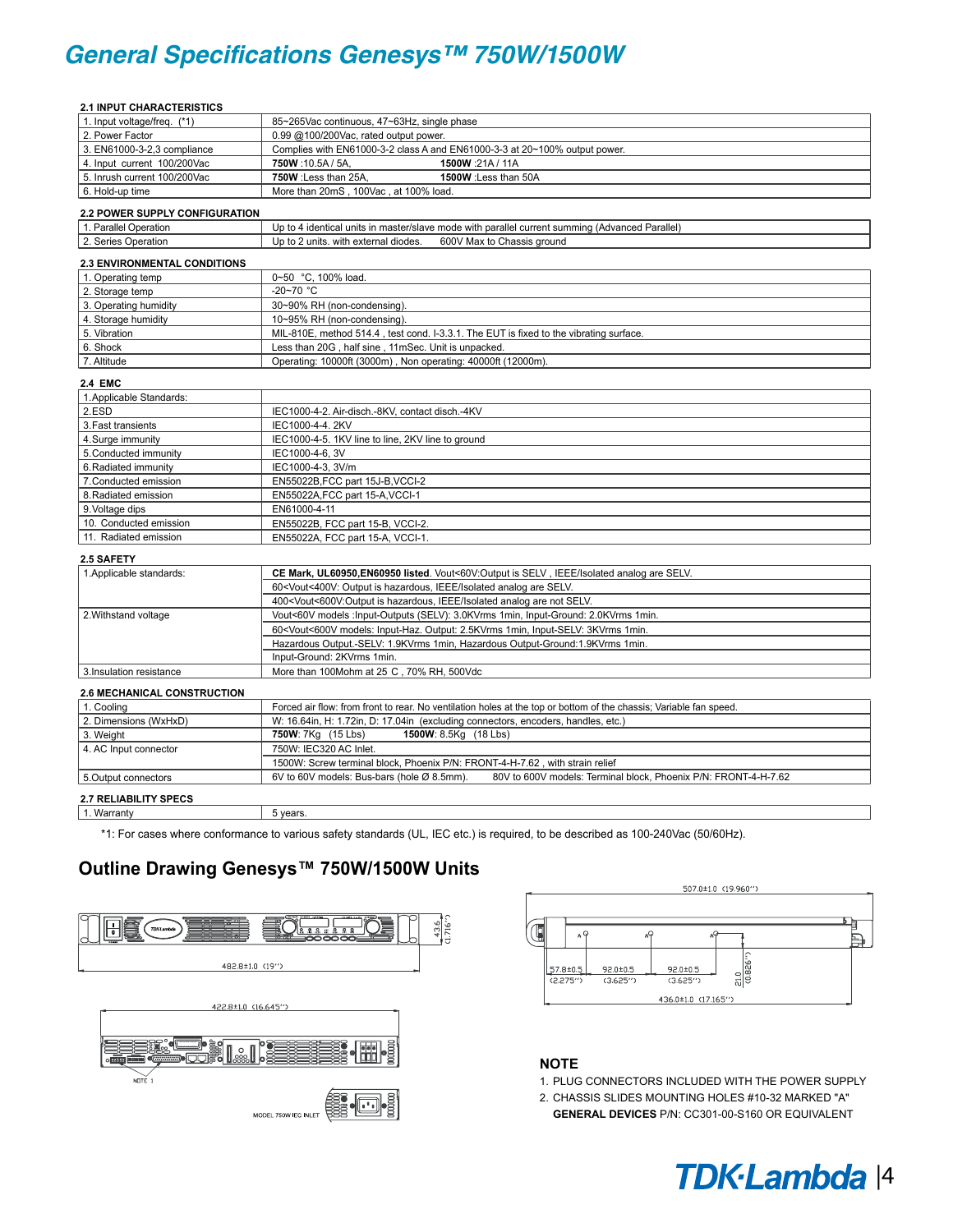# General Specifications Genesys™ 750W/1500W

### 2.1 INPUT CHARACTERISTICS

| | |
|---|---|
| 1. Input voltage/freq. (*1) | 85~265Vac continuous, 47~63Hz, single phase |
| 2. Power Factor | 0.99 @100/200Vac, rated output power. |
| 3. EN61000-3-2,3 compliance | Complies with EN61000-3-2 class A and EN61000-3-3 at 20~100% output power. |
| 4. Input current 100/200Vac | **750W** :10.5A / 5A, **1500W** :21A / 11A |
| 5. Inrush current 100/200Vac | **750W** :Less than 25A, **1500W** :Less than 50A |
| 6. Hold-up time | More than 20mS , 100Vac , at 100% load. |

### 2.2 POWER SUPPLY CONFIGURATION

| | |
|---|---|
| 1. Parallel Operation | Up to 4 identical units in master/slave mode with parallel current summing (Advanced Parallel) |
| 2. Series Operation | Up to 2 units. with external diodes. 600V Max to Chassis ground |

### 2.3 ENVIRONMENTAL CONDITIONS

| | |
|---|---|
| 1. Operating temp | 0~50 °C, 100% load. |
| 2. Storage temp | -20~70 °C |
| 3. Operating humidity | 30~90% RH (non-condensing). |
| 4. Storage humidity | 10~95% RH (non-condensing). |
| 5. Vibration | MIL-810E, method 514.4 , test cond. I-3.3.1. The EUT is fixed to the vibrating surface. |
| 6. Shock | Less than 20G , half sine , 11mSec. Unit is unpacked. |
| 7. Altitude | Operating: 10000ft (3000m) , Non operating: 40000ft (12000m). |

### 2.4 EMC

| | |
|---|---|
| 1.Applicable Standards: | |
| 2.ESD | IEC1000-4-2. Air-disch.-8KV, contact disch.-4KV |
| 3.Fast transients | IEC1000-4-4. 2KV |
| 4.Surge immunity | IEC1000-4-5. 1KV line to line, 2KV line to ground |
| 5.Conducted immunity | IEC1000-4-6, 3V |
| 6.Radiated immunity | IEC1000-4-3, 3V/m |
| 7.Conducted emission | EN55022B,FCC part 15J-B,VCCI-2 |
| 8.Radiated emission | EN55022A,FCC part 15-A,VCCI-1 |
| 9.Voltage dips | EN61000-4-11 |
| 10. Conducted emission | EN55022B, FCC part 15-B, VCCI-2. |
| 11. Radiated emission | EN55022A, FCC part 15-A, VCCI-1. |

### 2.5 SAFETY

| | |
|---|---|
| 1.Applicable standards: | **CE Mark, UL60950,EN60950 listed**. Vout<60V:Output is SELV , IEEE/Isolated analog are SELV. |
| | 60<Vout<400V: Output is hazardous, IEEE/Isolated analog are SELV. |
| | 400<Vout<600V:Output is hazardous, IEEE/Isolated analog are not SELV. |
| 2.Withstand voltage | Vout<60V models :Input-Outputs (SELV): 3.0KVrms 1min, Input-Ground: 2.0KVrms 1min. |
| | 60<Vout<600V models: Input-Haz. Output: 2.5KVrms 1min, Input-SELV: 3KVrms 1min. |
| | Hazardous Output.-SELV: 1.9KVrms 1min, Hazardous Output-Ground:1.9KVrms 1min. |
| | Input-Ground: 2KVrms 1min. |
| 3.Insulation resistance | More than 100Mohm at 25 C , 70% RH, 500Vdc |

### 2.6 MECHANICAL CONSTRUCTION

| | |
|---|---|
| 1. Cooling | Forced air flow: from front to rear. No ventilation holes at the top or bottom of the chassis; Variable fan speed. |
| 2. Dimensions (WxHxD) | W: 16.64in, H: 1.72in, D: 17.04in (excluding connectors, encoders, handles, etc.) |
| 3. Weight | **750W**: 7Kg (15 Lbs) **1500W**: 8.5Kg (18 Lbs) |
| 4. AC Input connector | 750W: IEC320 AC Inlet. |
| | 1500W: Screw terminal block, Phoenix P/N: FRONT-4-H-7.62 , with strain relief |
| 5.Output connectors | 6V to 60V models: Bus-bars (hole Ø 8.5mm). 80V to 600V models: Terminal block, Phoenix P/N: FRONT-4-H-7.62 |

### 2.7 RELIABILITY SPECS

| | |
|---|---|
| 1. Warranty | 5 years. |

*1: For cases where conformance to various safety standards (UL, IEC etc.) is required, to be described as 100-240Vac (50/60Hz).

## Outline Drawing Genesys™ 750W/1500W Units

482.8±1.0 (19'')

43.6 (1.716'')

422.8±1.0 (16.645'')

NOTE 1

MODEL 750W IEC INLET

507.0±1.0 (19.960'')

57.8±0.5 (2.275'') 92.0±0.5 (3.625'') 92.0±0.5 (3.625'')

21.0 (0.826'')

436.0±1.0 (17.165'')

### NOTE

1. PLUG CONNECTORS INCLUDED WITH THE POWER SUPPLY
2. CHASSIS SLIDES MOUNTING HOLES #10-32 MARKED "A" **GENERAL DEVICES** P/N: CC301-00-S160 OR EQUIVALENT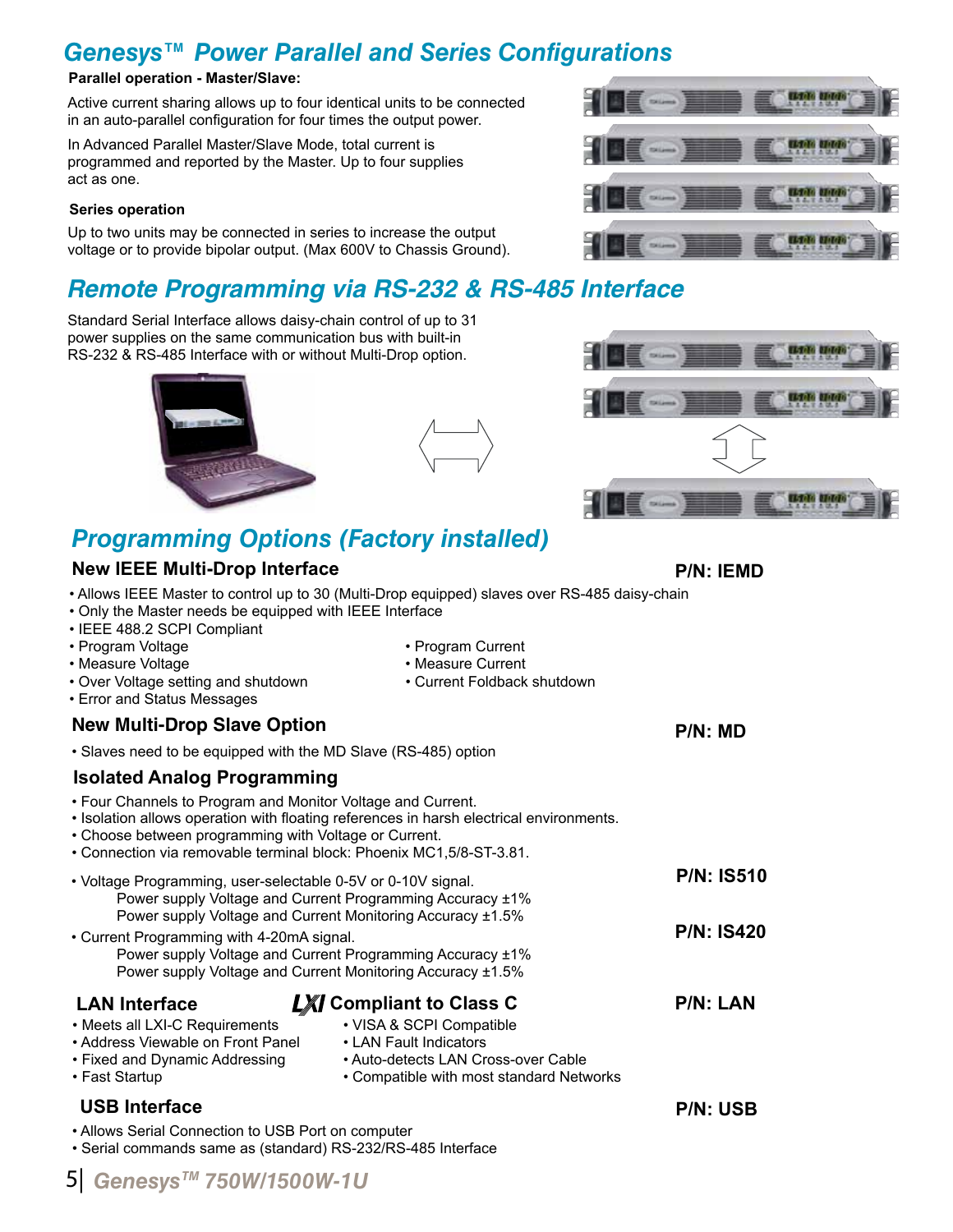# Genesys™ Power Parallel and Series Configurations

**Parallel operation - Master/Slave:**

Active current sharing allows up to four identical units to be connected in an auto-parallel configuration for four times the output power.

In Advanced Parallel Master/Slave Mode, total current is programmed and reported by the Master. Up to four supplies act as one.

**Series operation**

Up to two units may be connected in series to increase the output voltage or to provide bipolar output. (Max 600V to Chassis Ground).

# Remote Programming via RS-232 & RS-485 Interface

Standard Serial Interface allows daisy-chain control of up to 31 power supplies on the same communication bus with built-in RS-232 & RS-485 Interface with or without Multi-Drop option.

# Programming Options (Factory installed)

## New IEEE Multi-Drop Interface — P/N: IEMD

- Allows IEEE Master to control up to 30 (Multi-Drop equipped) slaves over RS-485 daisy-chain
- Only the Master needs be equipped with IEEE Interface
- IEEE 488.2 SCPI Compliant
- Program Voltage
- Measure Voltage
- Over Voltage setting and shutdown
- Error and Status Messages
- Program Current
- Measure Current
- Current Foldback shutdown

## New Multi-Drop Slave Option — P/N: MD

- Slaves need to be equipped with the MD Slave (RS-485) option

## Isolated Analog Programming

- Four Channels to Program and Monitor Voltage and Current.
- Isolation allows operation with floating references in harsh electrical environments.
- Choose between programming with Voltage or Current.
- Connection via removable terminal block: Phoenix MC1,5/8-ST-3.81.

- Voltage Programming, user-selectable 0-5V or 0-10V signal. **P/N: IS510**
  - Power supply Voltage and Current Programming Accuracy ±1%
  - Power supply Voltage and Current Monitoring Accuracy ±1.5%
- Current Programming with 4-20mA signal. **P/N: IS420**
  - Power supply Voltage and Current Programming Accuracy ±1%
  - Power supply Voltage and Current Monitoring Accuracy ±1.5%

## LAN Interface — LXI Compliant to Class C — P/N: LAN

- Meets all LXI-C Requirements
- Address Viewable on Front Panel
- Fixed and Dynamic Addressing
- Fast Startup
- VISA & SCPI Compatible
- LAN Fault Indicators
- Auto-detects LAN Cross-over Cable
- Compatible with most standard Networks

## USB Interface — P/N: USB

- Allows Serial Connection to USB Port on computer
- Serial commands same as (standard) RS-232/RS-485 Interface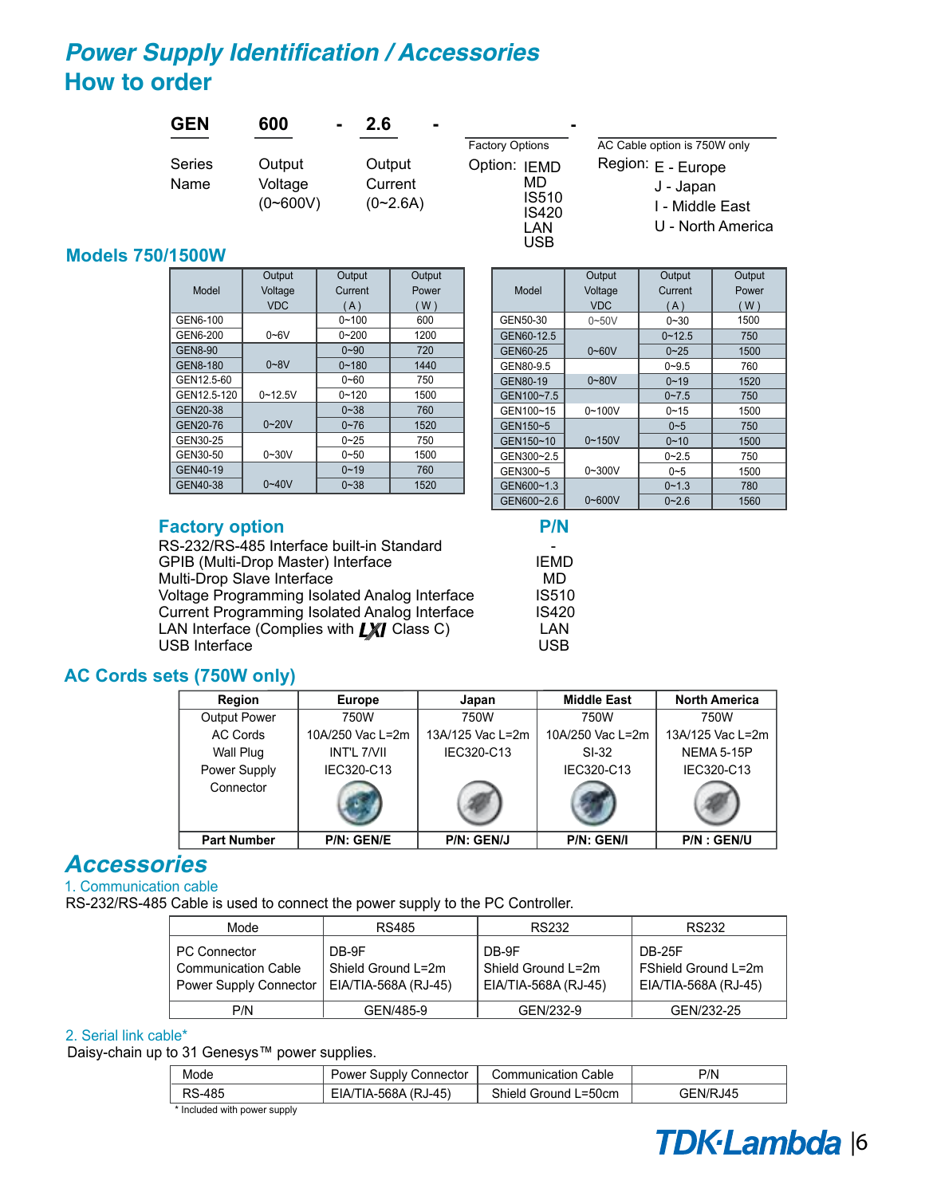# Power Supply Identification / Accessories

## How to order

| GEN | 600 | - | 2.6 | - | | - | |
|---|---|---|---|---|---|---|---|
| Series Name | Output Voltage (0~600V) | | Output Current (0~2.6A) | | Factory Options<br>Option: IEMD<br>MD<br>IS510<br>IS420<br>LAN<br>USB | | AC Cable option is 750W only<br>Region: E - Europe<br>J - Japan<br>I - Middle East<br>U - North America |

## Models 750/1500W

| Model | Output Voltage VDC | Output Current (A) | Output Power (W) |
|---|---|---|---|
| GEN6-100 | 0~6V | 0~100 | 600 |
| GEN6-200 | | 0~200 | 1200 |
| GEN8-90 | 0~8V | 0~90 | 720 |
| GEN8-180 | | 0~180 | 1440 |
| GEN12.5-60 | 0~12.5V | 0~60 | 750 |
| GEN12.5-120 | | 0~120 | 1500 |
| GEN20-38 | 0~20V | 0~38 | 760 |
| GEN20-76 | | 0~76 | 1520 |
| GEN30-25 | 0~30V | 0~25 | 750 |
| GEN30-50 | | 0~50 | 1500 |
| GEN40-19 | 0~40V | 0~19 | 760 |
| GEN40-38 | | 0~38 | 1520 |

| Model | Output Voltage VDC | Output Current (A) | Output Power (W) |
|---|---|---|---|
| GEN50-30 | 0~50V | 0~30 | 1500 |
| GEN60-12.5 | 0~60V | 0~12.5 | 750 |
| GEN60-25 | | 0~25 | 1500 |
| GEN80-9.5 | 0~80V | 0~9.5 | 760 |
| GEN80-19 | | 0~19 | 1520 |
| GEN100~7.5 | 0~100V | 0~7.5 | 750 |
| GEN100~15 | | 0~15 | 1500 |
| GEN150~5 | 0~150V | 0~5 | 750 |
| GEN150~10 | | 0~10 | 1500 |
| GEN300~2.5 | 0~300V | 0~2.5 | 750 |
| GEN300~5 | | 0~5 | 1500 |
| GEN600~1.3 | 0~600V | 0~1.3 | 780 |
| GEN600~2.6 | | 0~2.6 | 1560 |

## Factory option

| Factory option | P/N |
|---|---|
| RS-232/RS-485 Interface built-in Standard | - |
| GPIB (Multi-Drop Master) Interface | IEMD |
| Multi-Drop Slave Interface | MD |
| Voltage Programming Isolated Analog Interface | IS510 |
| Current Programming Isolated Analog Interface | IS420 |
| LAN Interface (Complies with LXI Class C) | LAN |
| USB Interface | USB |

## AC Cords sets (750W only)

| Region | Europe | Japan | Middle East | North America |
|---|---|---|---|---|
| Output Power | 750W | 750W | 750W | 750W |
| AC Cords | 10A/250 Vac L=2m | 13A/125 Vac L=2m | 10A/250 Vac L=2m | 13A/125 Vac L=2m |
| Wall Plug | INT'L 7/VII | IEC320-C13 | SI-32 | NEMA 5-15P |
| Power Supply Connector | IEC320-C13 | | IEC320-C13 | IEC320-C13 |
| Part Number | P/N: GEN/E | P/N: GEN/J | P/N: GEN/I | P/N : GEN/U |

# Accessories

### 1. Communication cable

RS-232/RS-485 Cable is used to connect the power supply to the PC Controller.

| Mode | RS485 | RS232 | RS232 |
|---|---|---|---|
| PC Connector<br>Communication Cable<br>Power Supply Connector | DB-9F<br>Shield Ground L=2m<br>EIA/TIA-568A (RJ-45) | DB-9F<br>Shield Ground L=2m<br>EIA/TIA-568A (RJ-45) | DB-25F<br>FShield Ground L=2m<br>EIA/TIA-568A (RJ-45) |
| P/N | GEN/485-9 | GEN/232-9 | GEN/232-25 |

### 2. Serial link cable*

Daisy-chain up to 31 Genesys™ power supplies.

| Mode | Power Supply Connector | Communication Cable | P/N |
|---|---|---|---|
| RS-485 | EIA/TIA-568A (RJ-45) | Shield Ground L=50cm | GEN/RJ45 |

* Included with power supply

TDK·Lambda